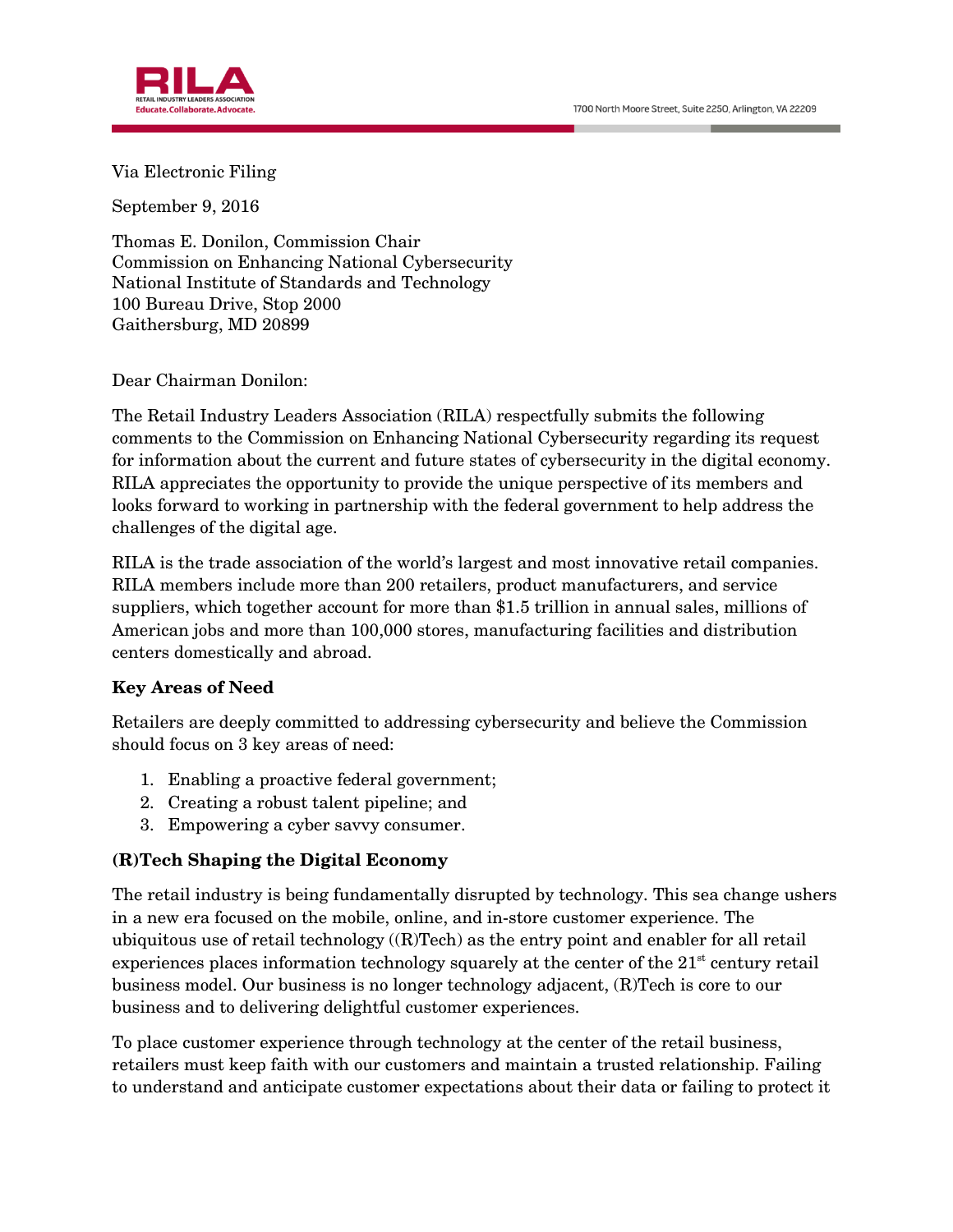Via Electronic Filing

September 9, 2016

Thomas E. Donilon, Commission Chair
Commission on Enhancing National Cybersecurity
National Institute of Standards and Technology
100 Bureau Drive, Stop 2000
Gaithersburg, MD 20899

Dear Chairman Donilon:

The Retail Industry Leaders Association (RILA) respectfully submits the following comments to the Commission on Enhancing National Cybersecurity regarding its request for information about the current and future states of cybersecurity in the digital economy. RILA appreciates the opportunity to provide the unique perspective of its members and looks forward to working in partnership with the federal government to help address the challenges of the digital age.

RILA is the trade association of the world's largest and most innovative retail companies. RILA members include more than 200 retailers, product manufacturers, and service suppliers, which together account for more than $1.5 trillion in annual sales, millions of American jobs and more than 100,000 stores, manufacturing facilities and distribution centers domestically and abroad.

**Key Areas of Need**

Retailers are deeply committed to addressing cybersecurity and believe the Commission should focus on 3 key areas of need:

1. Enabling a proactive federal government;
2. Creating a robust talent pipeline; and
3. Empowering a cyber savvy consumer.

**(R)Tech Shaping the Digital Economy**

The retail industry is being fundamentally disrupted by technology. This sea change ushers in a new era focused on the mobile, online, and in-store customer experience. The ubiquitous use of retail technology ((R)Tech) as the entry point and enabler for all retail experiences places information technology squarely at the center of the 21st century retail business model. Our business is no longer technology adjacent, (R)Tech is core to our business and to delivering delightful customer experiences.

To place customer experience through technology at the center of the retail business, retailers must keep faith with our customers and maintain a trusted relationship. Failing to understand and anticipate customer expectations about their data or failing to protect it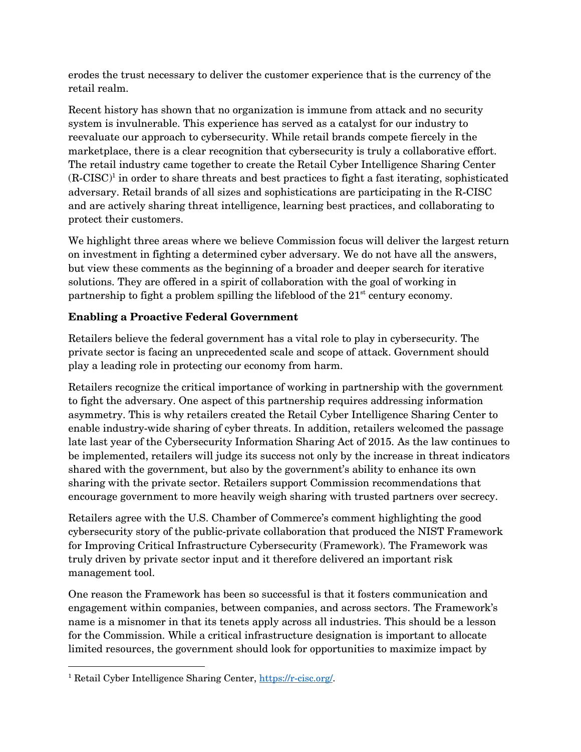erodes the trust necessary to deliver the customer experience that is the currency of the retail realm.

Recent history has shown that no organization is immune from attack and no security system is invulnerable. This experience has served as a catalyst for our industry to reevaluate our approach to cybersecurity. While retail brands compete fiercely in the marketplace, there is a clear recognition that cybersecurity is truly a collaborative effort. The retail industry came together to create the Retail Cyber Intelligence Sharing Center (R-CISC)[1] in order to share threats and best practices to fight a fast iterating, sophisticated adversary. Retail brands of all sizes and sophistications are participating in the R-CISC and are actively sharing threat intelligence, learning best practices, and collaborating to protect their customers.

We highlight three areas where we believe Commission focus will deliver the largest return on investment in fighting a determined cyber adversary. We do not have all the answers, but view these comments as the beginning of a broader and deeper search for iterative solutions. They are offered in a spirit of collaboration with the goal of working in partnership to fight a problem spilling the lifeblood of the 21st century economy.

**Enabling a Proactive Federal Government**

Retailers believe the federal government has a vital role to play in cybersecurity. The private sector is facing an unprecedented scale and scope of attack. Government should play a leading role in protecting our economy from harm.

Retailers recognize the critical importance of working in partnership with the government to fight the adversary. One aspect of this partnership requires addressing information asymmetry. This is why retailers created the Retail Cyber Intelligence Sharing Center to enable industry-wide sharing of cyber threats. In addition, retailers welcomed the passage late last year of the Cybersecurity Information Sharing Act of 2015. As the law continues to be implemented, retailers will judge its success not only by the increase in threat indicators shared with the government, but also by the government's ability to enhance its own sharing with the private sector. Retailers support Commission recommendations that encourage government to more heavily weigh sharing with trusted partners over secrecy.

Retailers agree with the U.S. Chamber of Commerce's comment highlighting the good cybersecurity story of the public-private collaboration that produced the NIST Framework for Improving Critical Infrastructure Cybersecurity (Framework). The Framework was truly driven by private sector input and it therefore delivered an important risk management tool.

One reason the Framework has been so successful is that it fosters communication and engagement within companies, between companies, and across sectors. The Framework's name is a misnomer in that its tenets apply across all industries. This should be a lesson for the Commission. While a critical infrastructure designation is important to allocate limited resources, the government should look for opportunities to maximize impact by

---

[1] Retail Cyber Intelligence Sharing Center, https://r-cisc.org/.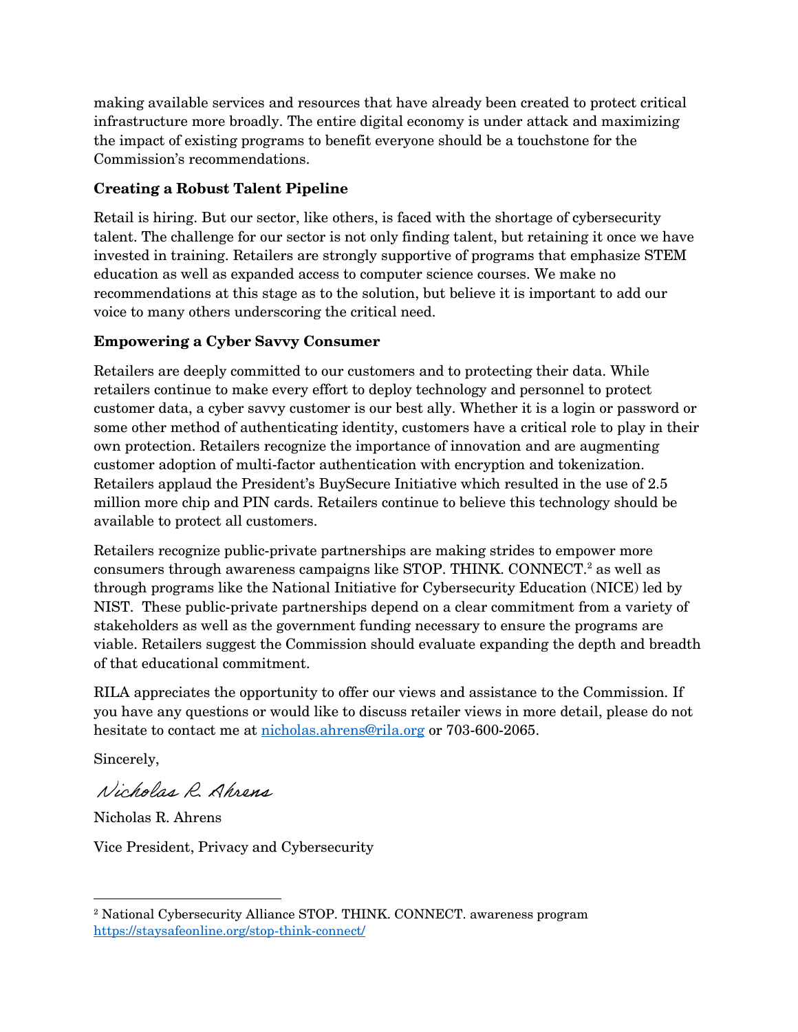making available services and resources that have already been created to protect critical infrastructure more broadly. The entire digital economy is under attack and maximizing the impact of existing programs to benefit everyone should be a touchstone for the Commission's recommendations.

**Creating a Robust Talent Pipeline**

Retail is hiring. But our sector, like others, is faced with the shortage of cybersecurity talent. The challenge for our sector is not only finding talent, but retaining it once we have invested in training. Retailers are strongly supportive of programs that emphasize STEM education as well as expanded access to computer science courses. We make no recommendations at this stage as to the solution, but believe it is important to add our voice to many others underscoring the critical need.

**Empowering a Cyber Savvy Consumer**

Retailers are deeply committed to our customers and to protecting their data. While retailers continue to make every effort to deploy technology and personnel to protect customer data, a cyber savvy customer is our best ally. Whether it is a login or password or some other method of authenticating identity, customers have a critical role to play in their own protection. Retailers recognize the importance of innovation and are augmenting customer adoption of multi-factor authentication with encryption and tokenization. Retailers applaud the President's BuySecure Initiative which resulted in the use of 2.5 million more chip and PIN cards. Retailers continue to believe this technology should be available to protect all customers.

Retailers recognize public-private partnerships are making strides to empower more consumers through awareness campaigns like STOP. THINK. CONNECT.[2] as well as through programs like the National Initiative for Cybersecurity Education (NICE) led by NIST. These public-private partnerships depend on a clear commitment from a variety of stakeholders as well as the government funding necessary to ensure the programs are viable. Retailers suggest the Commission should evaluate expanding the depth and breadth of that educational commitment.

RILA appreciates the opportunity to offer our views and assistance to the Commission. If you have any questions or would like to discuss retailer views in more detail, please do not hesitate to contact me at nicholas.ahrens@rila.org or 703-600-2065.

Sincerely,

*Nicholas R. Ahrens*

Nicholas R. Ahrens

Vice President, Privacy and Cybersecurity

---

[2] National Cybersecurity Alliance STOP. THINK. CONNECT. awareness program https://staysafeonline.org/stop-think-connect/